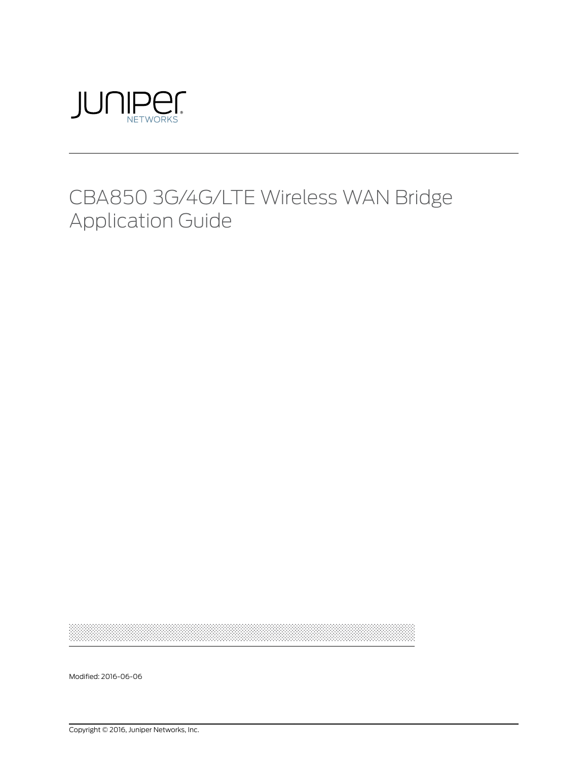Juniper Networks

# CBA850 3G/4G/LTE Wireless WAN Bridge Application Guide

Modified: 2016-06-06

Copyright © 2016, Juniper Networks, Inc.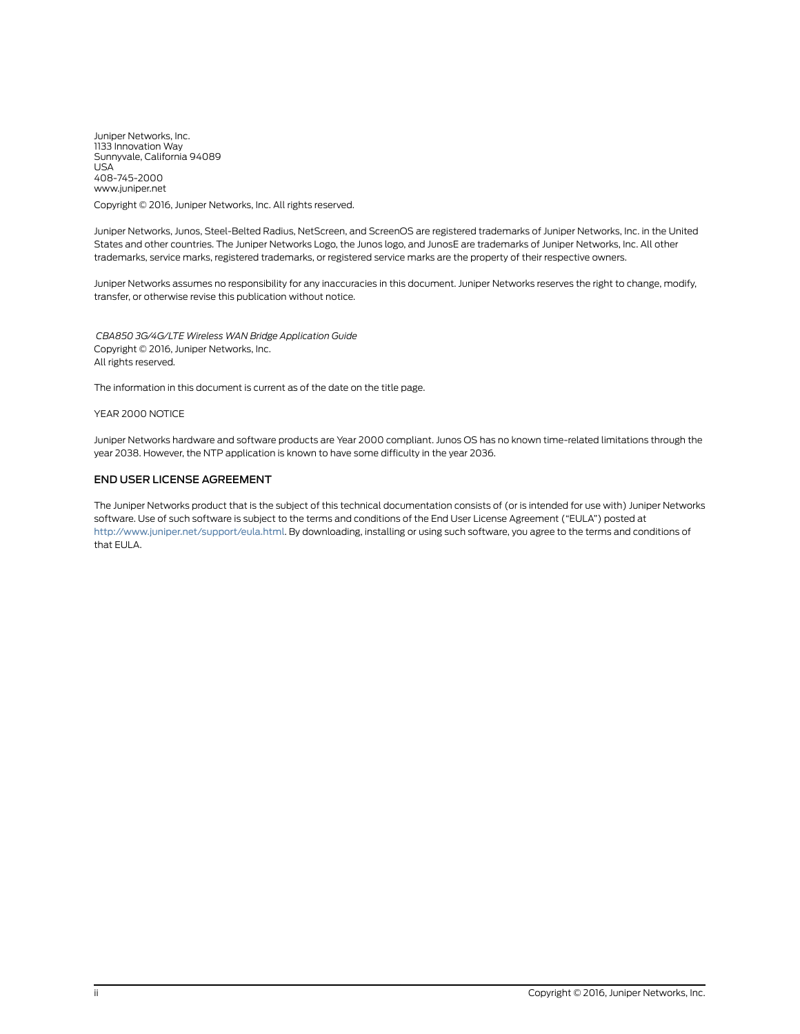Juniper Networks, Inc.
1133 Innovation Way
Sunnyvale, California 94089
USA
408-745-2000
www.juniper.net

Copyright © 2016, Juniper Networks, Inc. All rights reserved.

Juniper Networks, Junos, Steel-Belted Radius, NetScreen, and ScreenOS are registered trademarks of Juniper Networks, Inc. in the United States and other countries. The Juniper Networks Logo, the Junos logo, and JunosE are trademarks of Juniper Networks, Inc. All other trademarks, service marks, registered trademarks, or registered service marks are the property of their respective owners.

Juniper Networks assumes no responsibility for any inaccuracies in this document. Juniper Networks reserves the right to change, modify, transfer, or otherwise revise this publication without notice.

*CBA850 3G/4G/LTE Wireless WAN Bridge Application Guide*
Copyright © 2016, Juniper Networks, Inc.
All rights reserved.

The information in this document is current as of the date on the title page.

YEAR 2000 NOTICE

Juniper Networks hardware and software products are Year 2000 compliant. Junos OS has no known time-related limitations through the year 2038. However, the NTP application is known to have some difficulty in the year 2036.

## END USER LICENSE AGREEMENT

The Juniper Networks product that is the subject of this technical documentation consists of (or is intended for use with) Juniper Networks software. Use of such software is subject to the terms and conditions of the End User License Agreement ("EULA") posted at http://www.juniper.net/support/eula.html. By downloading, installing or using such software, you agree to the terms and conditions of that EULA.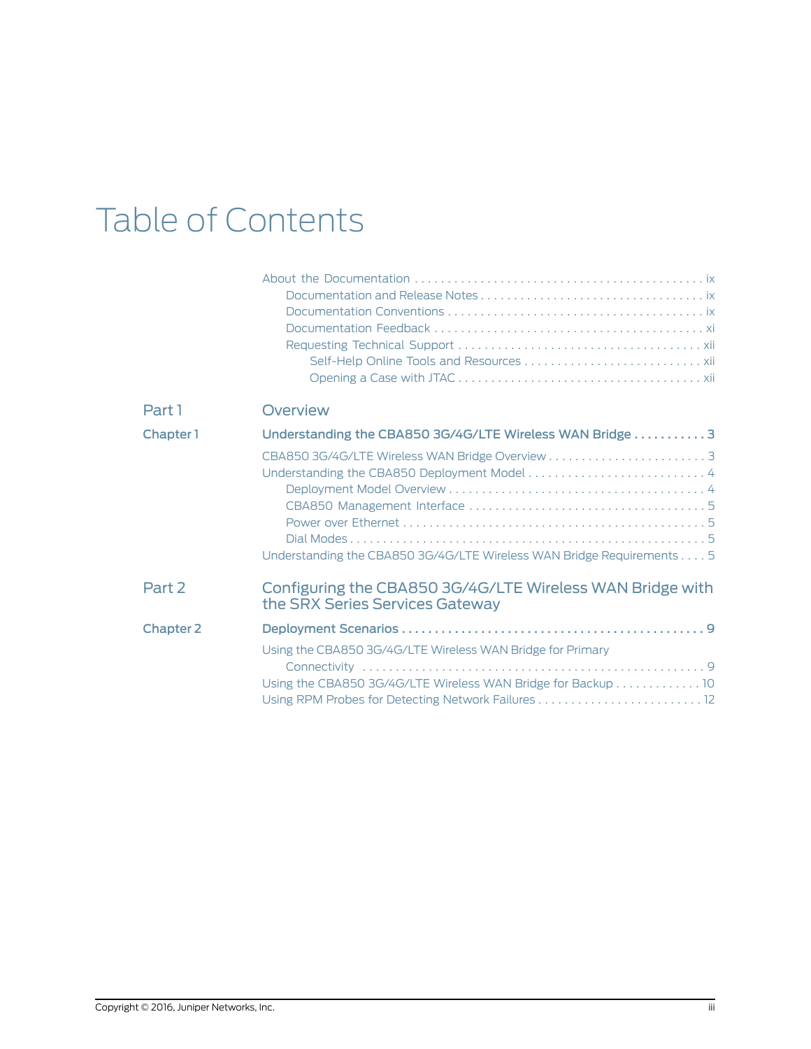# Table of Contents

About the Documentation . . . . . . . . . . . . . . . . . . . . . . . . . . . . . . . . . . . . . . . . . . . . . ix
- Documentation and Release Notes . . . . . . . . . . . . . . . . . . . . . . . . . . . . . . . . . . ix
- Documentation Conventions . . . . . . . . . . . . . . . . . . . . . . . . . . . . . . . . . . . . . . ix
- Documentation Feedback . . . . . . . . . . . . . . . . . . . . . . . . . . . . . . . . . . . . . . . . xi
- Requesting Technical Support . . . . . . . . . . . . . . . . . . . . . . . . . . . . . . . . . . . . . xii
  - Self-Help Online Tools and Resources . . . . . . . . . . . . . . . . . . . . . . . . . . . xii
  - Opening a Case with JTAC . . . . . . . . . . . . . . . . . . . . . . . . . . . . . . . . . . . . xii

## Part 1 Overview

### Chapter 1 Understanding the CBA850 3G/4G/LTE Wireless WAN Bridge . . . . . . . . . . . 3

CBA850 3G/4G/LTE Wireless WAN Bridge Overview . . . . . . . . . . . . . . . . . . . . . . . . 3

Understanding the CBA850 Deployment Model . . . . . . . . . . . . . . . . . . . . . . . . . . . 4
- Deployment Model Overview . . . . . . . . . . . . . . . . . . . . . . . . . . . . . . . . . . . . . . . 4
- CBA850 Management Interface . . . . . . . . . . . . . . . . . . . . . . . . . . . . . . . . . . . . 5
- Power over Ethernet . . . . . . . . . . . . . . . . . . . . . . . . . . . . . . . . . . . . . . . . . . . . . 5
- Dial Modes . . . . . . . . . . . . . . . . . . . . . . . . . . . . . . . . . . . . . . . . . . . . . . . . . . . . 5

Understanding the CBA850 3G/4G/LTE Wireless WAN Bridge Requirements . . . . 5

## Part 2 Configuring the CBA850 3G/4G/LTE Wireless WAN Bridge with the SRX Series Services Gateway

### Chapter 2 Deployment Scenarios . . . . . . . . . . . . . . . . . . . . . . . . . . . . . . . . . . . . . . . . . . . . . 9

Using the CBA850 3G/4G/LTE Wireless WAN Bridge for Primary Connectivity . . . . . . . . . . . . . . . . . . . . . . . . . . . . . . . . . . . . . . . . . . . . . . . . . . . . 9

Using the CBA850 3G/4G/LTE Wireless WAN Bridge for Backup . . . . . . . . . . . . . 10

Using RPM Probes for Detecting Network Failures . . . . . . . . . . . . . . . . . . . . . . . . . 12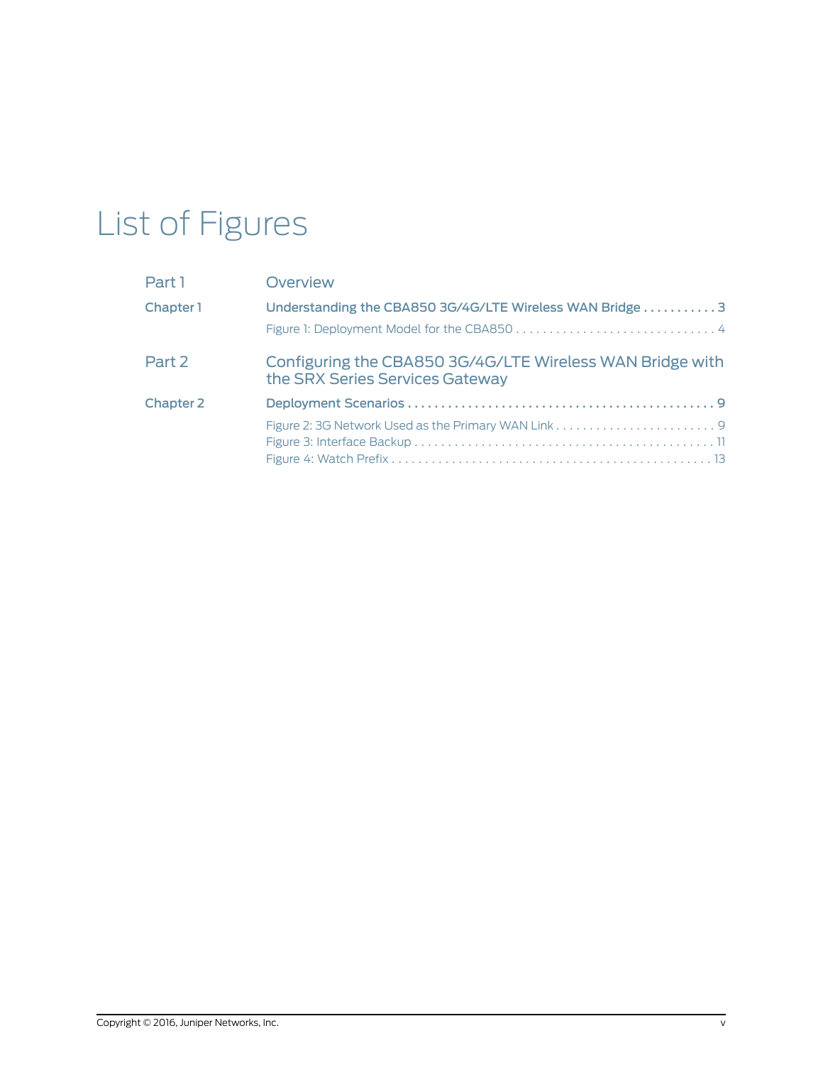# List of Figures

## Part 1 Overview

### Chapter 1 Understanding the CBA850 3G/4G/LTE Wireless WAN Bridge . . . . . . . . . . . 3

Figure 1: Deployment Model for the CBA850 . . . . . . . . . . . . . . . . . . . . . . . . . . . . . . 4

## Part 2 Configuring the CBA850 3G/4G/LTE Wireless WAN Bridge with the SRX Series Services Gateway

### Chapter 2 Deployment Scenarios . . . . . . . . . . . . . . . . . . . . . . . . . . . . . . . . . . . . . . . . . . . . . 9

Figure 2: 3G Network Used as the Primary WAN Link . . . . . . . . . . . . . . . . . . . . . . . . 9
Figure 3: Interface Backup . . . . . . . . . . . . . . . . . . . . . . . . . . . . . . . . . . . . . . . . . . . . 11
Figure 4: Watch Prefix . . . . . . . . . . . . . . . . . . . . . . . . . . . . . . . . . . . . . . . . . . . . . . . 13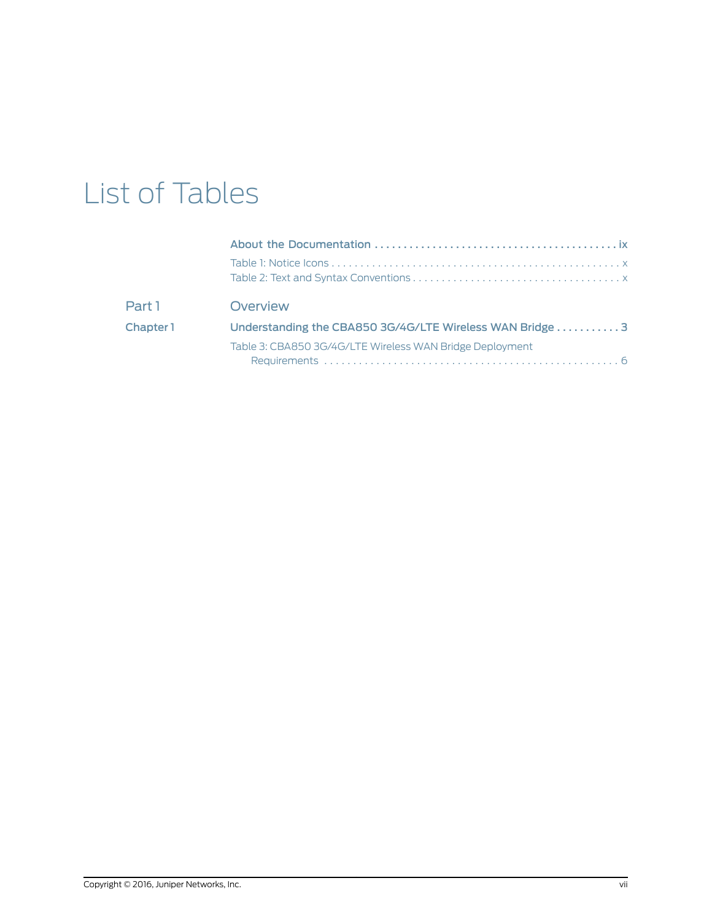# List of Tables

**About the Documentation** . . . . . . . . . . . . . . . . . . . . . . . . . . . . . . . . . . . . . . . . . . **ix**

Table 1: Notice Icons . . . . . . . . . . . . . . . . . . . . . . . . . . . . . . . . . . . . . . . . . . . . . . . . . . x

Table 2: Text and Syntax Conventions . . . . . . . . . . . . . . . . . . . . . . . . . . . . . . . . . . . . x

## Part 1 Overview

**Chapter 1 Understanding the CBA850 3G/4G/LTE Wireless WAN Bridge** . . . . . . . . . . . **3**

Table 3: CBA850 3G/4G/LTE Wireless WAN Bridge Deployment Requirements . . . . . . . . . . . . . . . . . . . . . . . . . . . . . . . . . . . . . . . . . . . . . . . . . . . 6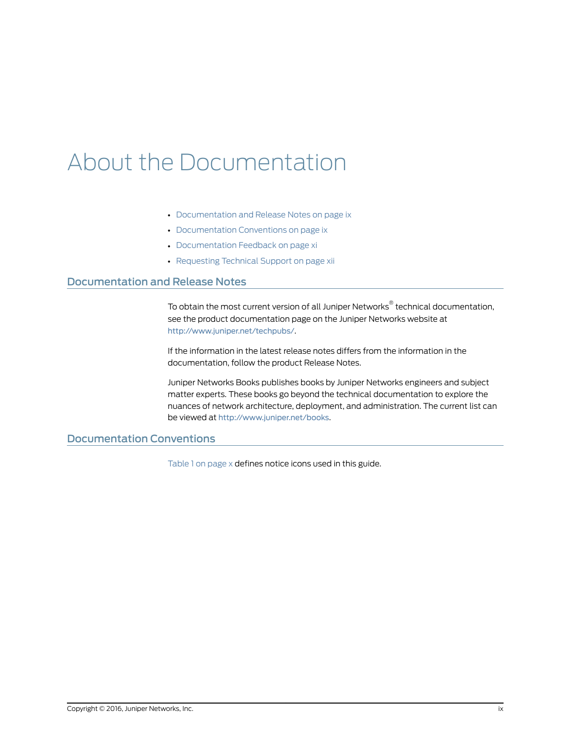# About the Documentation

- Documentation and Release Notes on page ix
- Documentation Conventions on page ix
- Documentation Feedback on page xi
- Requesting Technical Support on page xii

## Documentation and Release Notes

To obtain the most current version of all Juniper Networks® technical documentation, see the product documentation page on the Juniper Networks website at http://www.juniper.net/techpubs/.

If the information in the latest release notes differs from the information in the documentation, follow the product Release Notes.

Juniper Networks Books publishes books by Juniper Networks engineers and subject matter experts. These books go beyond the technical documentation to explore the nuances of network architecture, deployment, and administration. The current list can be viewed at http://www.juniper.net/books.

## Documentation Conventions

Table 1 on page x defines notice icons used in this guide.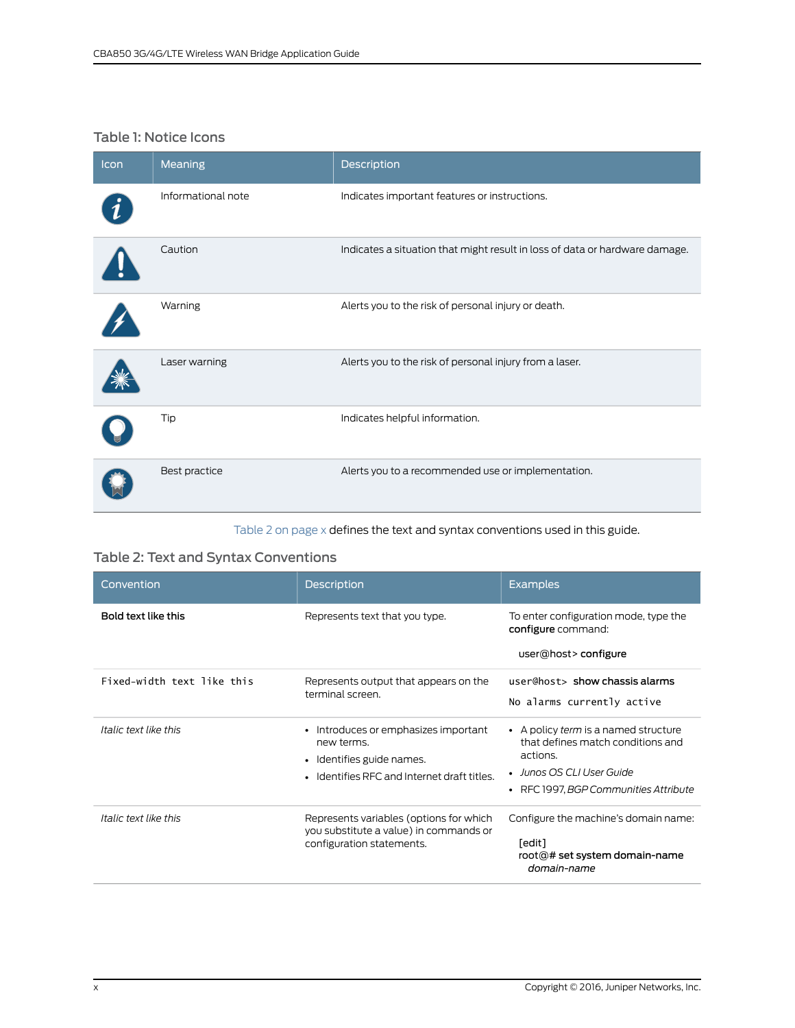### Table 1: Notice Icons

| Icon | Meaning | Description |
|---|---|---|
| | Informational note | Indicates important features or instructions. |
| | Caution | Indicates a situation that might result in loss of data or hardware damage. |
| | Warning | Alerts you to the risk of personal injury or death. |
| | Laser warning | Alerts you to the risk of personal injury from a laser. |
| | Tip | Indicates helpful information. |
| | Best practice | Alerts you to a recommended use or implementation. |

Table 2 on page x defines the text and syntax conventions used in this guide.

### Table 2: Text and Syntax Conventions

| Convention | Description | Examples |
|---|---|---|
| **Bold text like this** | Represents text that you type. | To enter configuration mode, type the **configure** command:<br><br>user@host> **configure** |
| `Fixed-width text like this` | Represents output that appears on the terminal screen. | `user@host>` **show chassis alarms**<br><br>`No alarms currently active` |
| *Italic text like this* | • Introduces or emphasizes important new terms.<br>• Identifies guide names.<br>• Identifies RFC and Internet draft titles. | • A policy *term* is a named structure that defines match conditions and actions.<br>• *Junos OS CLI User Guide*<br>• RFC 1997, *BGP Communities Attribute* |
| *Italic text like this* | Represents variables (options for which you substitute a value) in commands or configuration statements. | Configure the machine's domain name:<br><br>[edit]<br>root@# **set system domain-name** *domain-name* |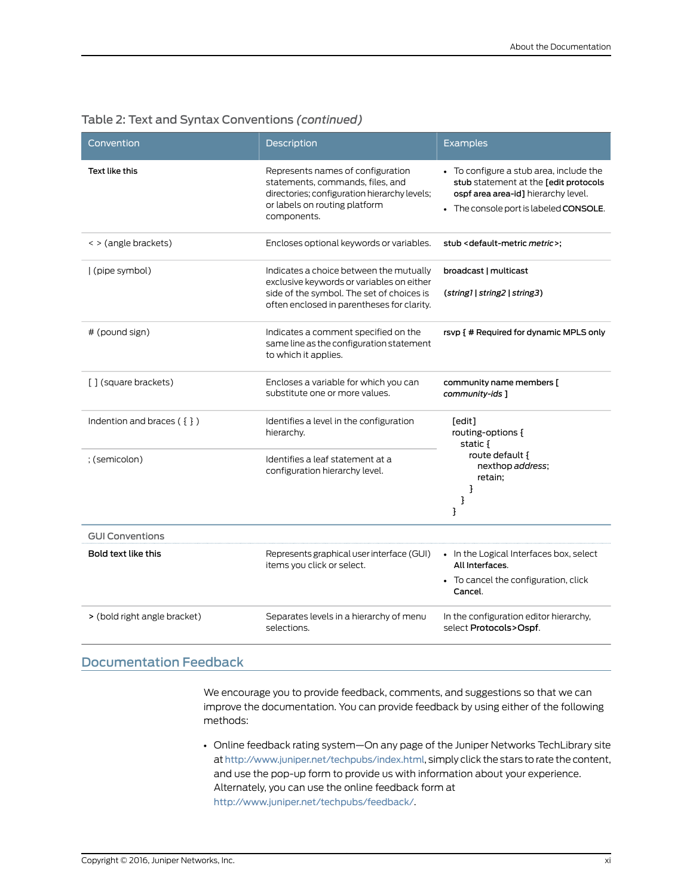Table 2: Text and Syntax Conventions *(continued)*

| Convention | Description | Examples |
| --- | --- | --- |
| **Text like this** | Represents names of configuration statements, commands, files, and directories; configuration hierarchy levels; or labels on routing platform components. | • To configure a stub area, include the **stub** statement at the **[edit protocols ospf area area-id]** hierarchy level. • The console port is labeled **CONSOLE**. |
| < > (angle brackets) | Encloses optional keywords or variables. | **stub <default-metric *metric*>;** |
| \| (pipe symbol) | Indicates a choice between the mutually exclusive keywords or variables on either side of the symbol. The set of choices is often enclosed in parentheses for clarity. | **broadcast \| multicast** **(*string1* \| *string2* \| *string3*)** |
| # (pound sign) | Indicates a comment specified on the same line as the configuration statement to which it applies. | **rsvp { # Required for dynamic MPLS only** |
| [ ] (square brackets) | Encloses a variable for which you can substitute one or more values. | **community name members [ *community-ids* ]** |
| Indention and braces ( { } ) | Identifies a level in the configuration hierarchy. | [edit] routing-options { static { route default { nexthop *address*; retain; } } } |
| ; (semicolon) | Identifies a leaf statement at a configuration hierarchy level. | |
| **GUI Conventions** | | |
| **Bold text like this** | Represents graphical user interface (GUI) items you click or select. | • In the Logical Interfaces box, select **All Interfaces**. • To cancel the configuration, click **Cancel**. |
| **>** (bold right angle bracket) | Separates levels in a hierarchy of menu selections. | In the configuration editor hierarchy, select **Protocols>Ospf**. |

## Documentation Feedback

We encourage you to provide feedback, comments, and suggestions so that we can improve the documentation. You can provide feedback by using either of the following methods:

- Online feedback rating system—On any page of the Juniper Networks TechLibrary site at http://www.juniper.net/techpubs/index.html, simply click the stars to rate the content, and use the pop-up form to provide us with information about your experience. Alternately, you can use the online feedback form at http://www.juniper.net/techpubs/feedback/.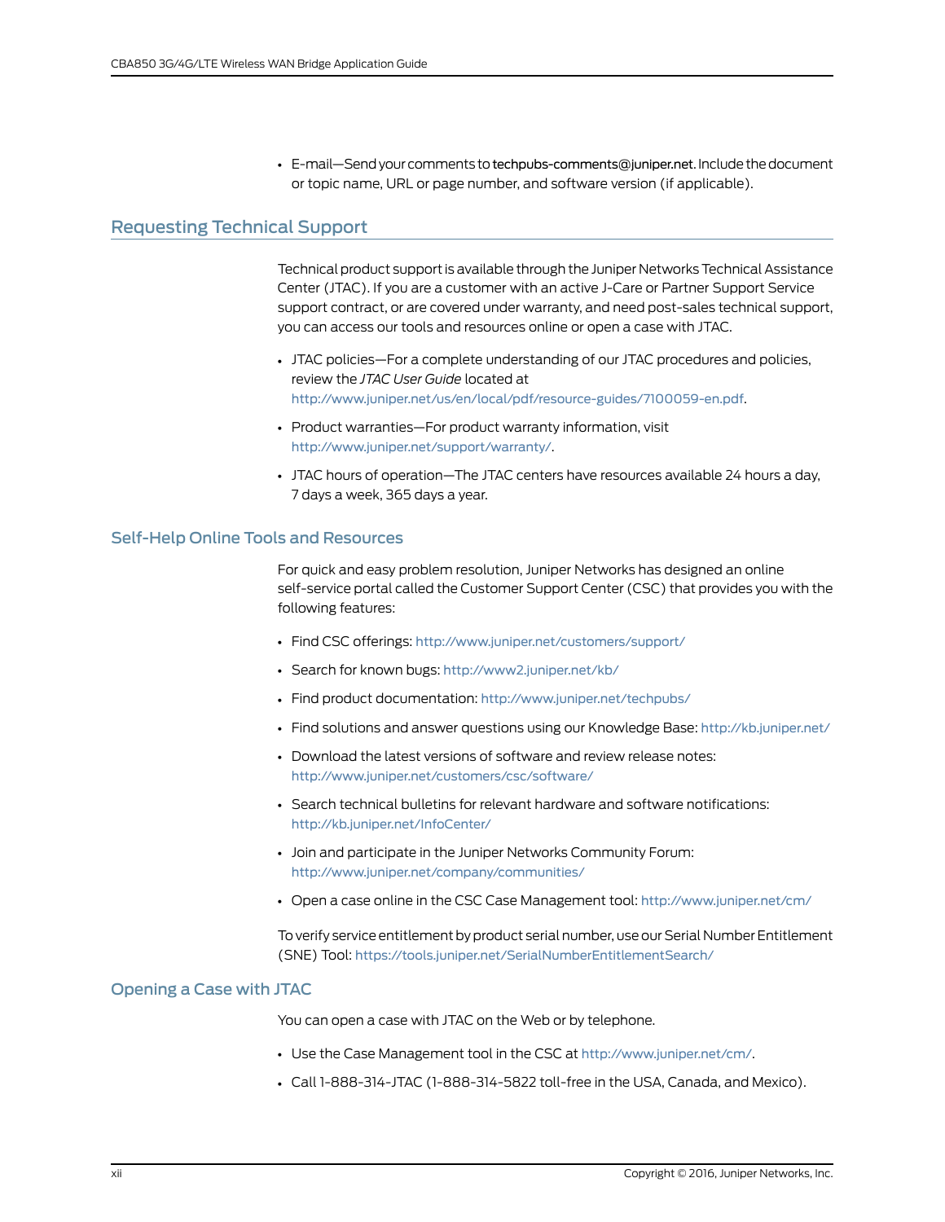- E-mail—Send your comments to techpubs-comments@juniper.net. Include the document or topic name, URL or page number, and software version (if applicable).

## Requesting Technical Support

Technical product support is available through the Juniper Networks Technical Assistance Center (JTAC). If you are a customer with an active J-Care or Partner Support Service support contract, or are covered under warranty, and need post-sales technical support, you can access our tools and resources online or open a case with JTAC.

- JTAC policies—For a complete understanding of our JTAC procedures and policies, review the *JTAC User Guide* located at http://www.juniper.net/us/en/local/pdf/resource-guides/7100059-en.pdf.
- Product warranties—For product warranty information, visit http://www.juniper.net/support/warranty/.
- JTAC hours of operation—The JTAC centers have resources available 24 hours a day, 7 days a week, 365 days a year.

### Self-Help Online Tools and Resources

For quick and easy problem resolution, Juniper Networks has designed an online self-service portal called the Customer Support Center (CSC) that provides you with the following features:

- Find CSC offerings: http://www.juniper.net/customers/support/
- Search for known bugs: http://www2.juniper.net/kb/
- Find product documentation: http://www.juniper.net/techpubs/
- Find solutions and answer questions using our Knowledge Base: http://kb.juniper.net/
- Download the latest versions of software and review release notes: http://www.juniper.net/customers/csc/software/
- Search technical bulletins for relevant hardware and software notifications: http://kb.juniper.net/InfoCenter/
- Join and participate in the Juniper Networks Community Forum: http://www.juniper.net/company/communities/
- Open a case online in the CSC Case Management tool: http://www.juniper.net/cm/

To verify service entitlement by product serial number, use our Serial Number Entitlement (SNE) Tool: https://tools.juniper.net/SerialNumberEntitlementSearch/

### Opening a Case with JTAC

You can open a case with JTAC on the Web or by telephone.

- Use the Case Management tool in the CSC at http://www.juniper.net/cm/.
- Call 1-888-314-JTAC (1-888-314-5822 toll-free in the USA, Canada, and Mexico).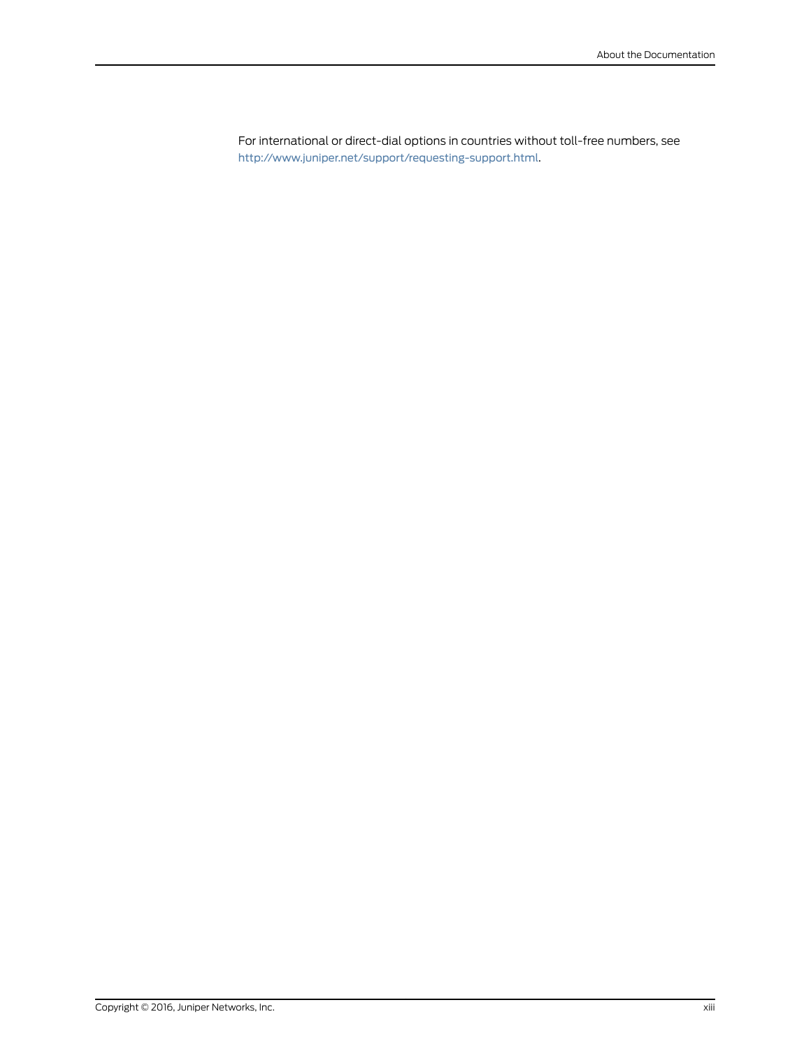For international or direct-dial options in countries without toll-free numbers, see http://www.juniper.net/support/requesting-support.html.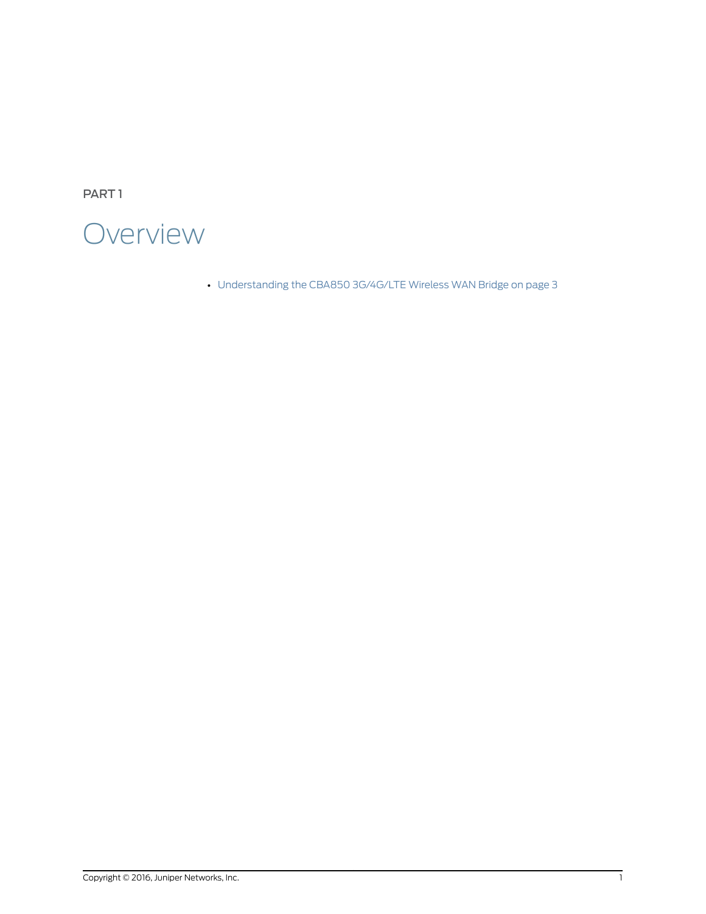PART 1

# Overview

- Understanding the CBA850 3G/4G/LTE Wireless WAN Bridge on page 3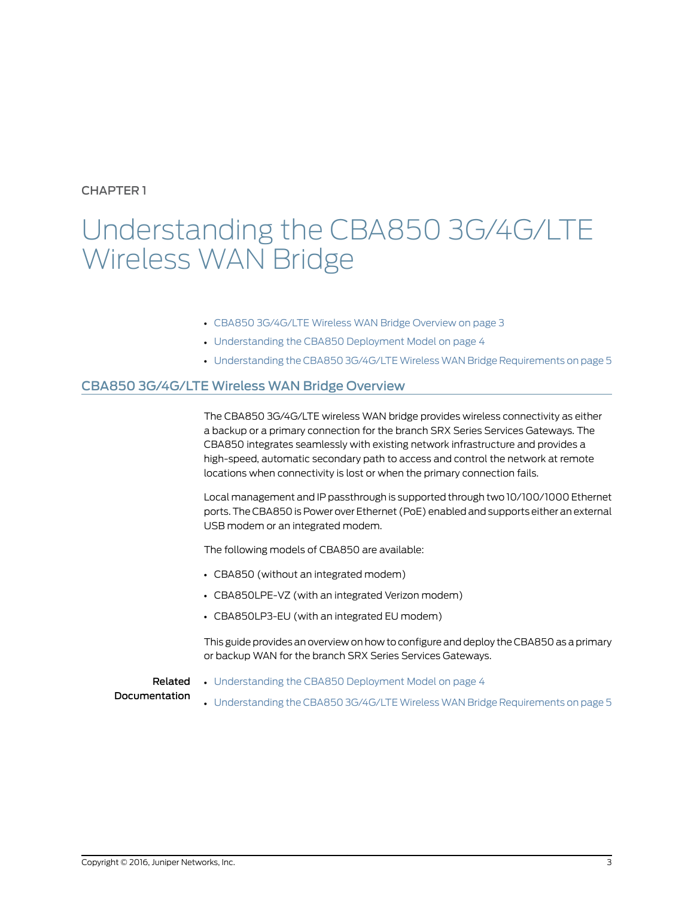CHAPTER 1

# Understanding the CBA850 3G/4G/LTE Wireless WAN Bridge

- CBA850 3G/4G/LTE Wireless WAN Bridge Overview on page 3
- Understanding the CBA850 Deployment Model on page 4
- Understanding the CBA850 3G/4G/LTE Wireless WAN Bridge Requirements on page 5

## CBA850 3G/4G/LTE Wireless WAN Bridge Overview

The CBA850 3G/4G/LTE wireless WAN bridge provides wireless connectivity as either a backup or a primary connection for the branch SRX Series Services Gateways. The CBA850 integrates seamlessly with existing network infrastructure and provides a high-speed, automatic secondary path to access and control the network at remote locations when connectivity is lost or when the primary connection fails.

Local management and IP passthrough is supported through two 10/100/1000 Ethernet ports. The CBA850 is Power over Ethernet (PoE) enabled and supports either an external USB modem or an integrated modem.

The following models of CBA850 are available:

- CBA850 (without an integrated modem)
- CBA850LPE-VZ (with an integrated Verizon modem)
- CBA850LP3-EU (with an integrated EU modem)

This guide provides an overview on how to configure and deploy the CBA850 as a primary or backup WAN for the branch SRX Series Services Gateways.

**Related Documentation**

- Understanding the CBA850 Deployment Model on page 4
- Understanding the CBA850 3G/4G/LTE Wireless WAN Bridge Requirements on page 5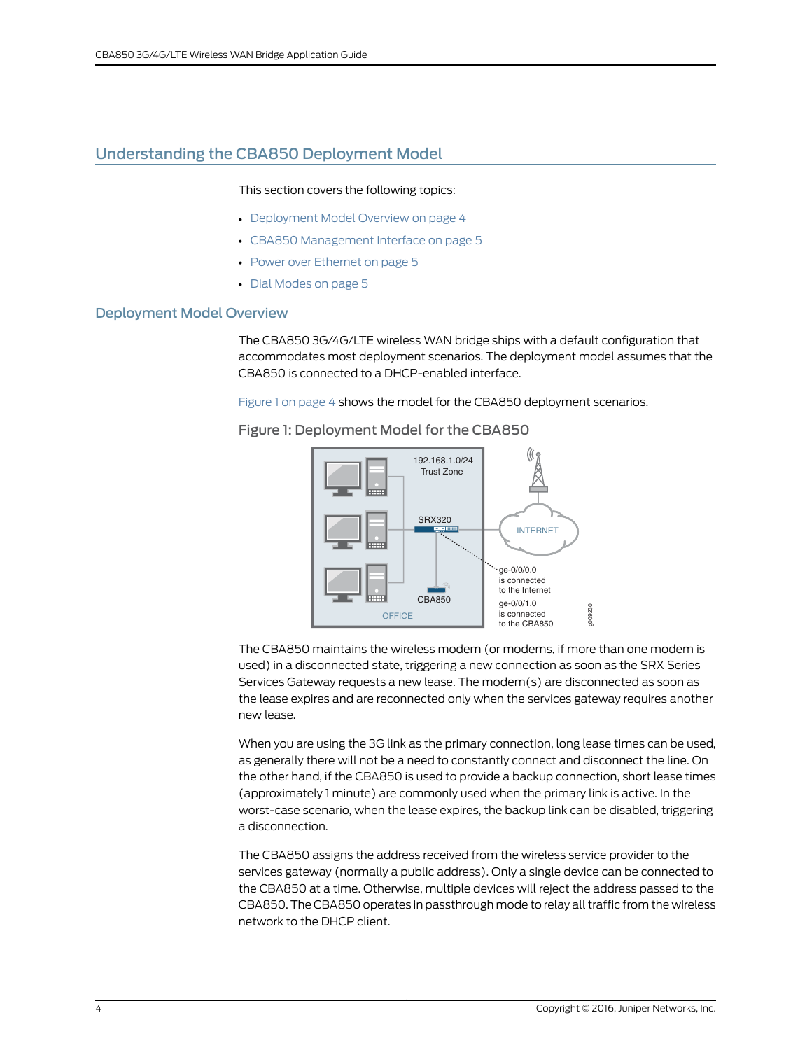## Understanding the CBA850 Deployment Model

This section covers the following topics:

- Deployment Model Overview on page 4
- CBA850 Management Interface on page 5
- Power over Ethernet on page 5
- Dial Modes on page 5

### Deployment Model Overview

The CBA850 3G/4G/LTE wireless WAN bridge ships with a default configuration that accommodates most deployment scenarios. The deployment model assumes that the CBA850 is connected to a DHCP-enabled interface.

Figure 1 on page 4 shows the model for the CBA850 deployment scenarios.

Figure 1: Deployment Model for the CBA850

192.168.1.0/24
Trust Zone
SRX320
CBA850
OFFICE
INTERNET
ge-0/0/0.0
is connected
to the Internet
ge-0/0/1.0
is connected
to the CBA850
g009230

The CBA850 maintains the wireless modem (or modems, if more than one modem is used) in a disconnected state, triggering a new connection as soon as the SRX Series Services Gateway requests a new lease. The modem(s) are disconnected as soon as the lease expires and are reconnected only when the services gateway requires another new lease.

When you are using the 3G link as the primary connection, long lease times can be used, as generally there will not be a need to constantly connect and disconnect the line. On the other hand, if the CBA850 is used to provide a backup connection, short lease times (approximately 1 minute) are commonly used when the primary link is active. In the worst-case scenario, when the lease expires, the backup link can be disabled, triggering a disconnection.

The CBA850 assigns the address received from the wireless service provider to the services gateway (normally a public address). Only a single device can be connected to the CBA850 at a time. Otherwise, multiple devices will reject the address passed to the CBA850. The CBA850 operates in passthrough mode to relay all traffic from the wireless network to the DHCP client.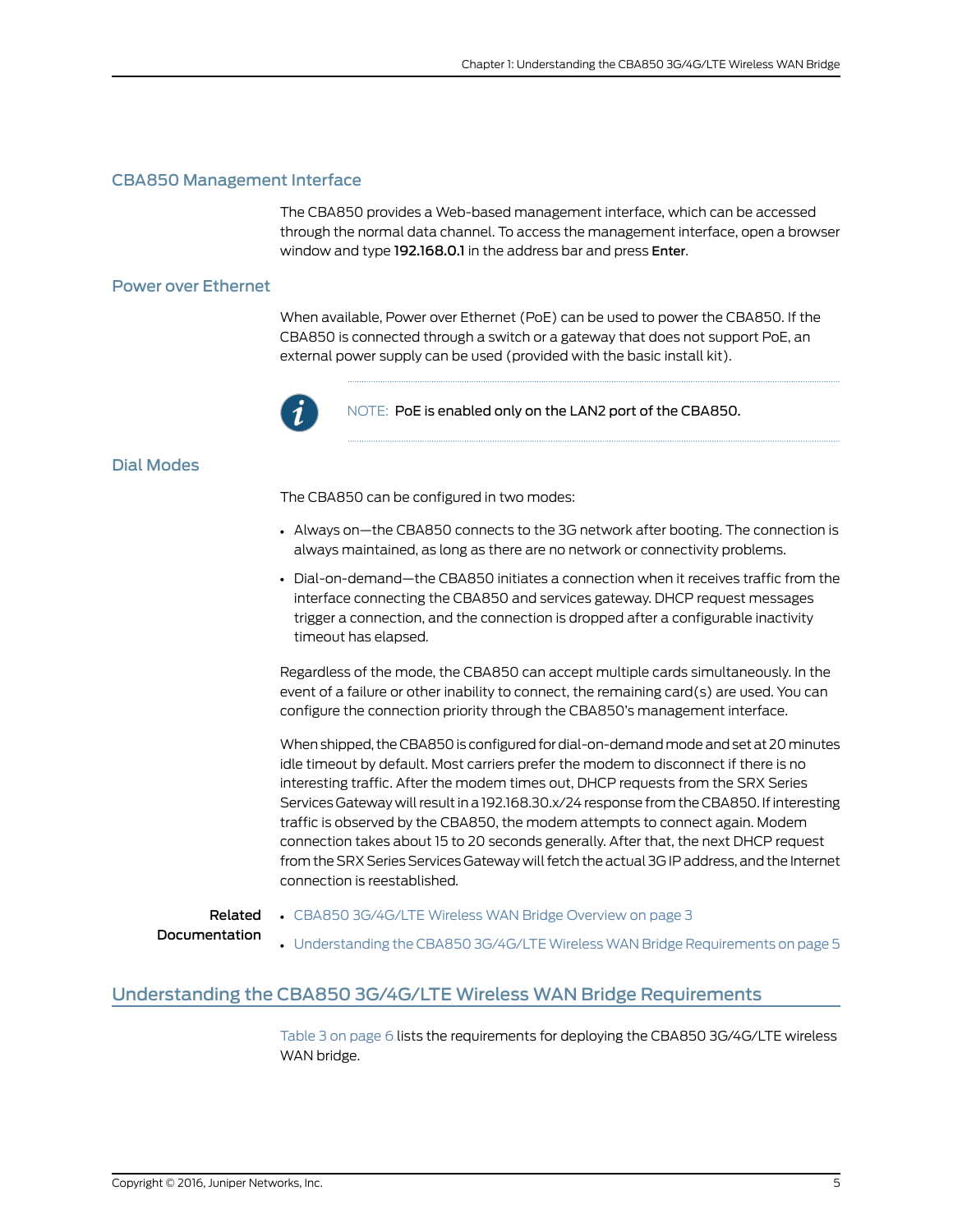## CBA850 Management Interface

The CBA850 provides a Web-based management interface, which can be accessed through the normal data channel. To access the management interface, open a browser window and type **192.168.0.1** in the address bar and press **Enter**.

## Power over Ethernet

When available, Power over Ethernet (PoE) can be used to power the CBA850. If the CBA850 is connected through a switch or a gateway that does not support PoE, an external power supply can be used (provided with the basic install kit).

NOTE: PoE is enabled only on the LAN2 port of the CBA850.

## Dial Modes

The CBA850 can be configured in two modes:

- Always on—the CBA850 connects to the 3G network after booting. The connection is always maintained, as long as there are no network or connectivity problems.
- Dial-on-demand—the CBA850 initiates a connection when it receives traffic from the interface connecting the CBA850 and services gateway. DHCP request messages trigger a connection, and the connection is dropped after a configurable inactivity timeout has elapsed.

Regardless of the mode, the CBA850 can accept multiple cards simultaneously. In the event of a failure or other inability to connect, the remaining card(s) are used. You can configure the connection priority through the CBA850's management interface.

When shipped, the CBA850 is configured for dial-on-demand mode and set at 20 minutes idle timeout by default. Most carriers prefer the modem to disconnect if there is no interesting traffic. After the modem times out, DHCP requests from the SRX Series Services Gateway will result in a 192.168.30.x/24 response from the CBA850. If interesting traffic is observed by the CBA850, the modem attempts to connect again. Modem connection takes about 15 to 20 seconds generally. After that, the next DHCP request from the SRX Series Services Gateway will fetch the actual 3G IP address, and the Internet connection is reestablished.

**Related Documentation**

- CBA850 3G/4G/LTE Wireless WAN Bridge Overview on page 3
- Understanding the CBA850 3G/4G/LTE Wireless WAN Bridge Requirements on page 5

# Understanding the CBA850 3G/4G/LTE Wireless WAN Bridge Requirements

Table 3 on page 6 lists the requirements for deploying the CBA850 3G/4G/LTE wireless WAN bridge.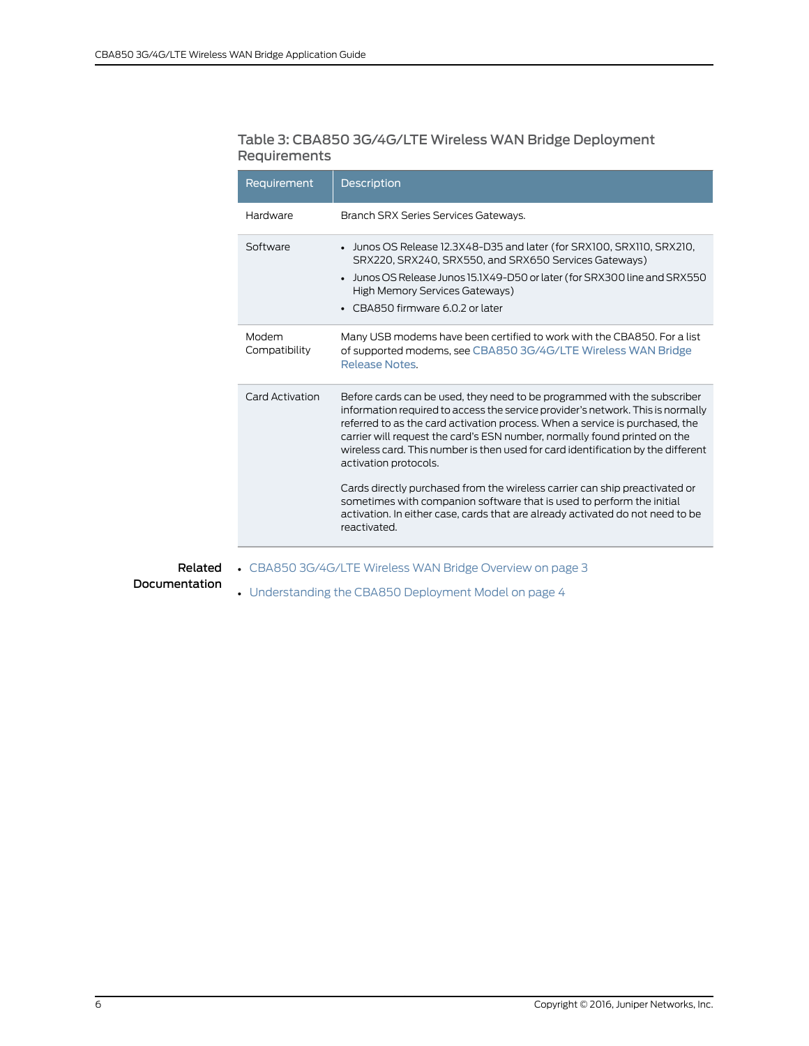Table 3: CBA850 3G/4G/LTE Wireless WAN Bridge Deployment Requirements

| Requirement | Description |
|---|---|
| Hardware | Branch SRX Series Services Gateways. |
| Software | • Junos OS Release 12.3X48-D35 and later (for SRX100, SRX110, SRX210, SRX220, SRX240, SRX550, and SRX650 Services Gateways)<br>• Junos OS Release Junos 15.1X49-D50 or later (for SRX300 line and SRX550 High Memory Services Gateways)<br>• CBA850 firmware 6.0.2 or later |
| Modem Compatibility | Many USB modems have been certified to work with the CBA850. For a list of supported modems, see CBA850 3G/4G/LTE Wireless WAN Bridge Release Notes. |
| Card Activation | Before cards can be used, they need to be programmed with the subscriber information required to access the service provider's network. This is normally referred to as the card activation process. When a service is purchased, the carrier will request the card's ESN number, normally found printed on the wireless card. This number is then used for card identification by the different activation protocols.<br><br>Cards directly purchased from the wireless carrier can ship preactivated or sometimes with companion software that is used to perform the initial activation. In either case, cards that are already activated do not need to be reactivated. |

**Related Documentation**

- CBA850 3G/4G/LTE Wireless WAN Bridge Overview on page 3
- Understanding the CBA850 Deployment Model on page 4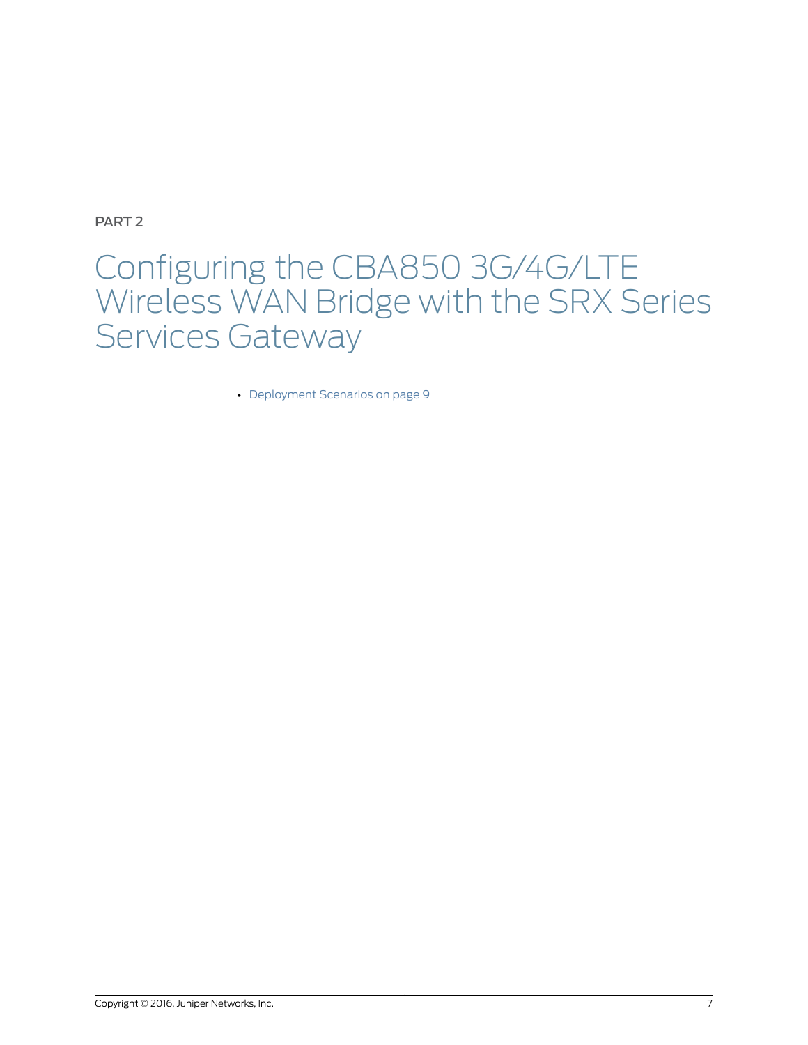PART 2

# Configuring the CBA850 3G/4G/LTE Wireless WAN Bridge with the SRX Series Services Gateway

- Deployment Scenarios on page 9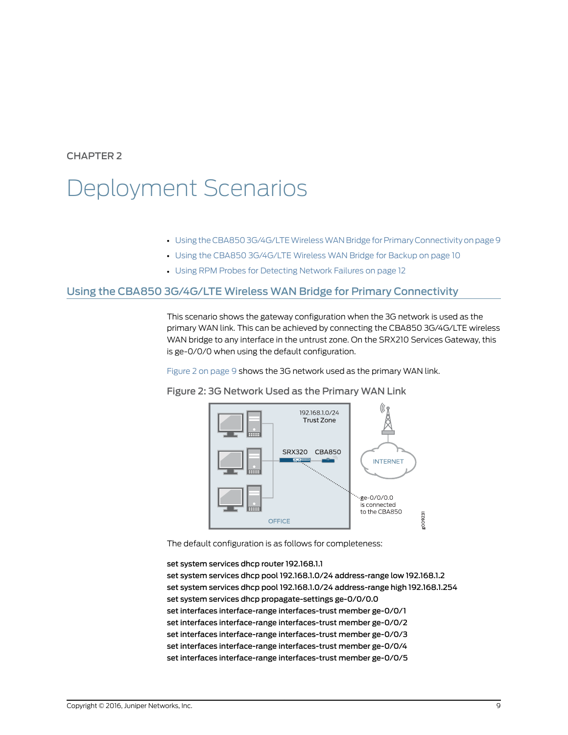CHAPTER 2

# Deployment Scenarios

- Using the CBA850 3G/4G/LTE Wireless WAN Bridge for Primary Connectivity on page 9
- Using the CBA850 3G/4G/LTE Wireless WAN Bridge for Backup on page 10
- Using RPM Probes for Detecting Network Failures on page 12

## Using the CBA850 3G/4G/LTE Wireless WAN Bridge for Primary Connectivity

This scenario shows the gateway configuration when the 3G network is used as the primary WAN link. This can be achieved by connecting the CBA850 3G/4G/LTE wireless WAN bridge to any interface in the untrust zone. On the SRX210 Services Gateway, this is ge-0/0/0 when using the default configuration.

Figure 2 on page 9 shows the 3G network used as the primary WAN link.

Figure 2: 3G Network Used as the Primary WAN Link

192.168.1.0/24
Trust Zone
SRX320
CBA850
INTERNET
ge-0/0/0.0
is connected
to the CBA850
OFFICE
g009231

The default configuration is as follows for completeness:

```
set system services dhcp router 192.168.1.1
set system services dhcp pool 192.168.1.0/24 address-range low 192.168.1.2
set system services dhcp pool 192.168.1.0/24 address-range high 192.168.1.254
set system services dhcp propagate-settings ge-0/0/0.0
set interfaces interface-range interfaces-trust member ge-0/0/1
set interfaces interface-range interfaces-trust member ge-0/0/2
set interfaces interface-range interfaces-trust member ge-0/0/3
set interfaces interface-range interfaces-trust member ge-0/0/4
set interfaces interface-range interfaces-trust member ge-0/0/5
```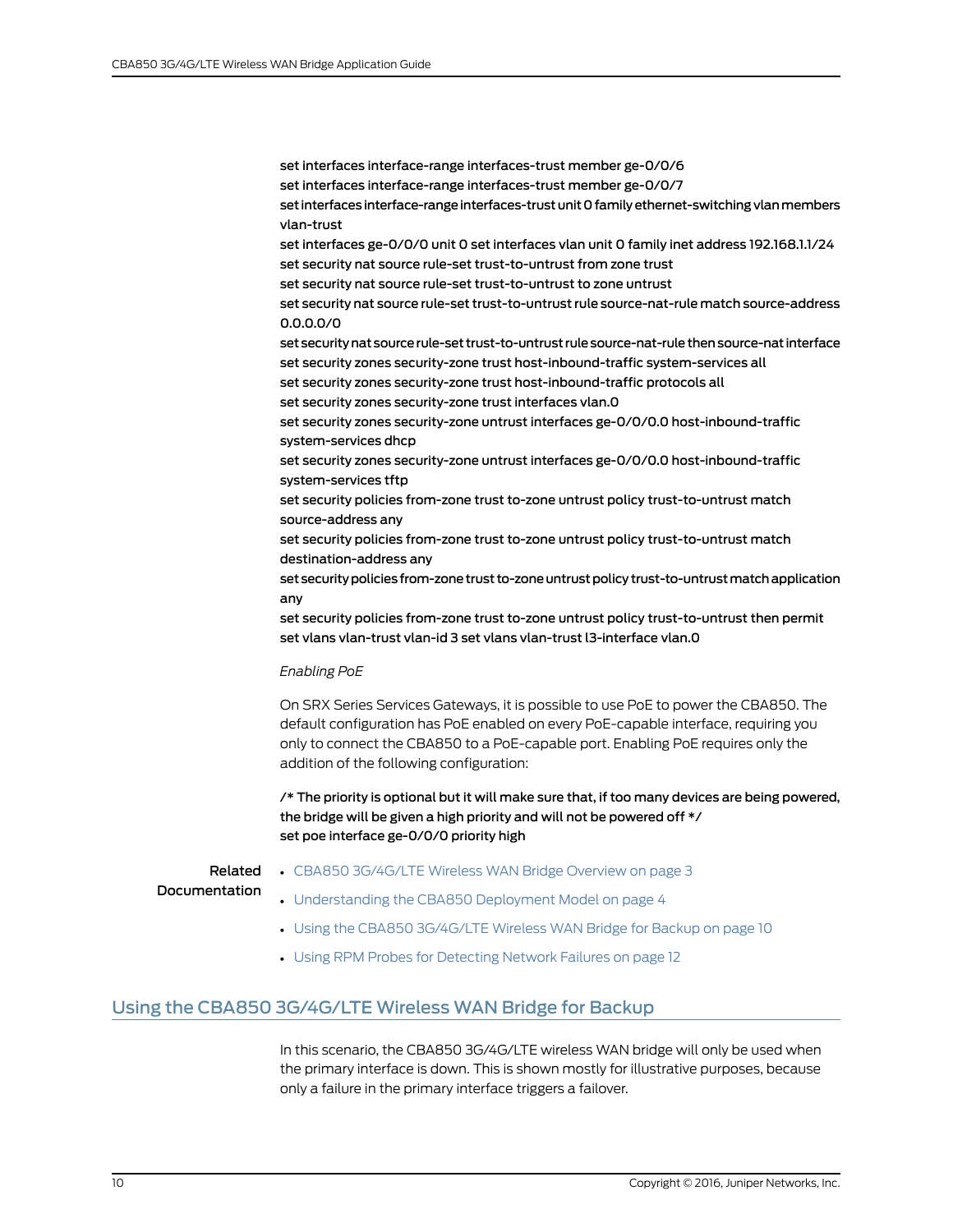```
set interfaces interface-range interfaces-trust member ge-0/0/6
set interfaces interface-range interfaces-trust member ge-0/0/7
set interfaces interface-range interfaces-trust unit 0 family ethernet-switching vlan members vlan-trust
set interfaces ge-0/0/0 unit 0 set interfaces vlan unit 0 family inet address 192.168.1.1/24
set security nat source rule-set trust-to-untrust from zone trust
set security nat source rule-set trust-to-untrust to zone untrust
set security nat source rule-set trust-to-untrust rule source-nat-rule match source-address 0.0.0.0/0
set security nat source rule-set trust-to-untrust rule source-nat-rule then source-nat interface
set security zones security-zone trust host-inbound-traffic system-services all
set security zones security-zone trust host-inbound-traffic protocols all
set security zones security-zone trust interfaces vlan.0
set security zones security-zone untrust interfaces ge-0/0/0.0 host-inbound-traffic system-services dhcp
set security zones security-zone untrust interfaces ge-0/0/0.0 host-inbound-traffic system-services tftp
set security policies from-zone trust to-zone untrust policy trust-to-untrust match source-address any
set security policies from-zone trust to-zone untrust policy trust-to-untrust match destination-address any
set security policies from-zone trust to-zone untrust policy trust-to-untrust match application any
set security policies from-zone trust to-zone untrust policy trust-to-untrust then permit
set vlans vlan-trust vlan-id 3 set vlans vlan-trust l3-interface vlan.0
```

*Enabling PoE*

On SRX Series Services Gateways, it is possible to use PoE to power the CBA850. The default configuration has PoE enabled on every PoE-capable interface, requiring you only to connect the CBA850 to a PoE-capable port. Enabling PoE requires only the addition of the following configuration:

```
/* The priority is optional but it will make sure that, if too many devices are being powered, the bridge will be given a high priority and will not be powered off */
set poe interface ge-0/0/0 priority high
```

**Related Documentation**

- CBA850 3G/4G/LTE Wireless WAN Bridge Overview on page 3
- Understanding the CBA850 Deployment Model on page 4
- Using the CBA850 3G/4G/LTE Wireless WAN Bridge for Backup on page 10
- Using RPM Probes for Detecting Network Failures on page 12

## Using the CBA850 3G/4G/LTE Wireless WAN Bridge for Backup

In this scenario, the CBA850 3G/4G/LTE wireless WAN bridge will only be used when the primary interface is down. This is shown mostly for illustrative purposes, because only a failure in the primary interface triggers a failover.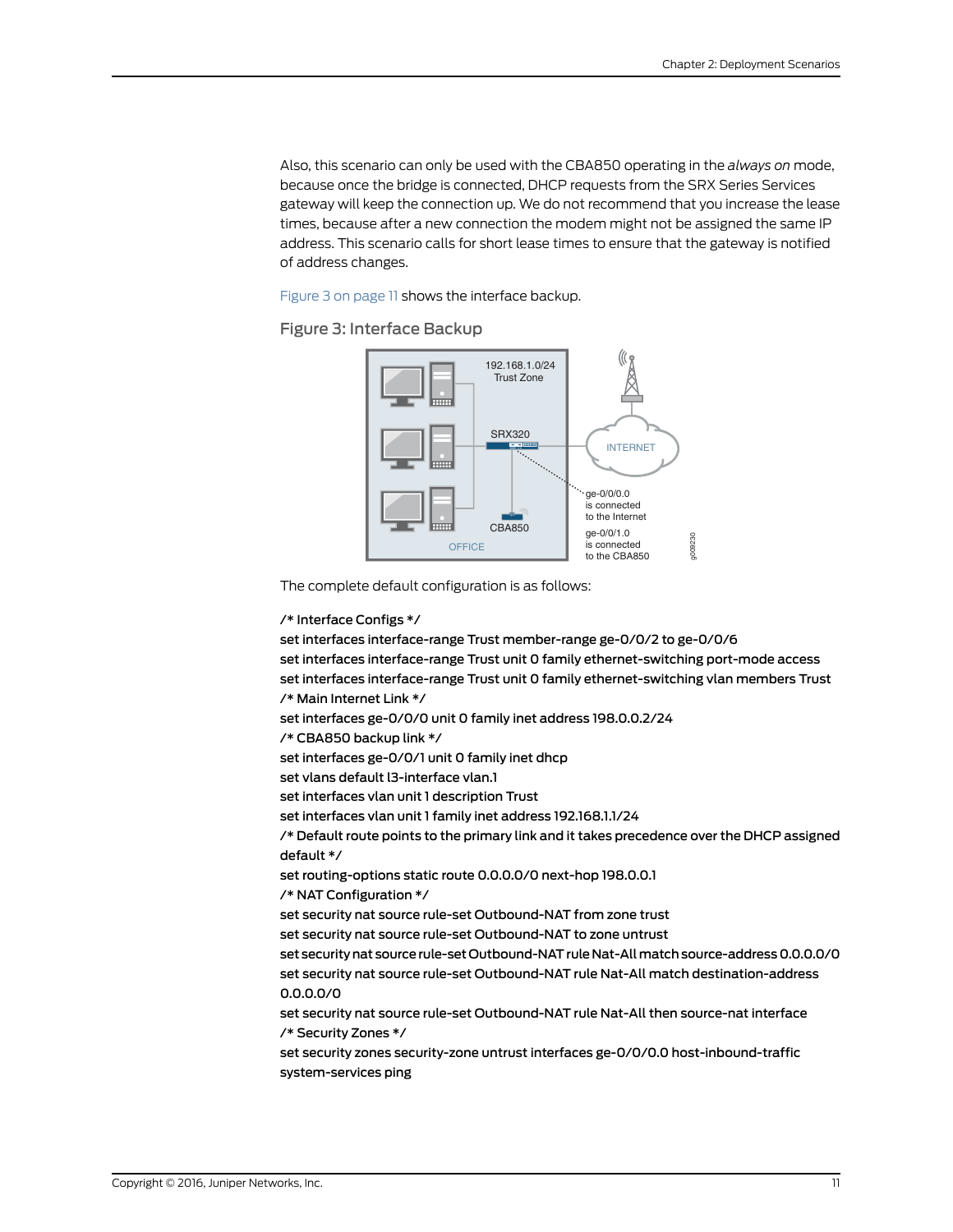Also, this scenario can only be used with the CBA850 operating in the *always on* mode, because once the bridge is connected, DHCP requests from the SRX Series Services gateway will keep the connection up. We do not recommend that you increase the lease times, because after a new connection the modem might not be assigned the same IP address. This scenario calls for short lease times to ensure that the gateway is notified of address changes.

Figure 3 on page 11 shows the interface backup.

### Figure 3: Interface Backup

192.168.1.0/24
Trust Zone
SRX320
INTERNET
CBA850
OFFICE
ge-0/0/0.0
is connected
to the Internet
ge-0/0/1.0
is connected
to the CBA850
g009230

The complete default configuration is as follows:

```
/* Interface Configs */
set interfaces interface-range Trust member-range ge-0/0/2 to ge-0/0/6
set interfaces interface-range Trust unit 0 family ethernet-switching port-mode access
set interfaces interface-range Trust unit 0 family ethernet-switching vlan members Trust
/* Main Internet Link */
set interfaces ge-0/0/0 unit 0 family inet address 198.0.0.2/24
/* CBA850 backup link */
set interfaces ge-0/0/1 unit 0 family inet dhcp
set vlans default l3-interface vlan.1
set interfaces vlan unit 1 description Trust
set interfaces vlan unit 1 family inet address 192.168.1.1/24
/* Default route points to the primary link and it takes precedence over the DHCP assigned default */
set routing-options static route 0.0.0.0/0 next-hop 198.0.0.1
/* NAT Configuration */
set security nat source rule-set Outbound-NAT from zone trust
set security nat source rule-set Outbound-NAT to zone untrust
set security nat source rule-set Outbound-NAT rule Nat-All match source-address 0.0.0.0/0
set security nat source rule-set Outbound-NAT rule Nat-All match destination-address 0.0.0.0/0
set security nat source rule-set Outbound-NAT rule Nat-All then source-nat interface
/* Security Zones */
set security zones security-zone untrust interfaces ge-0/0/0.0 host-inbound-traffic system-services ping
```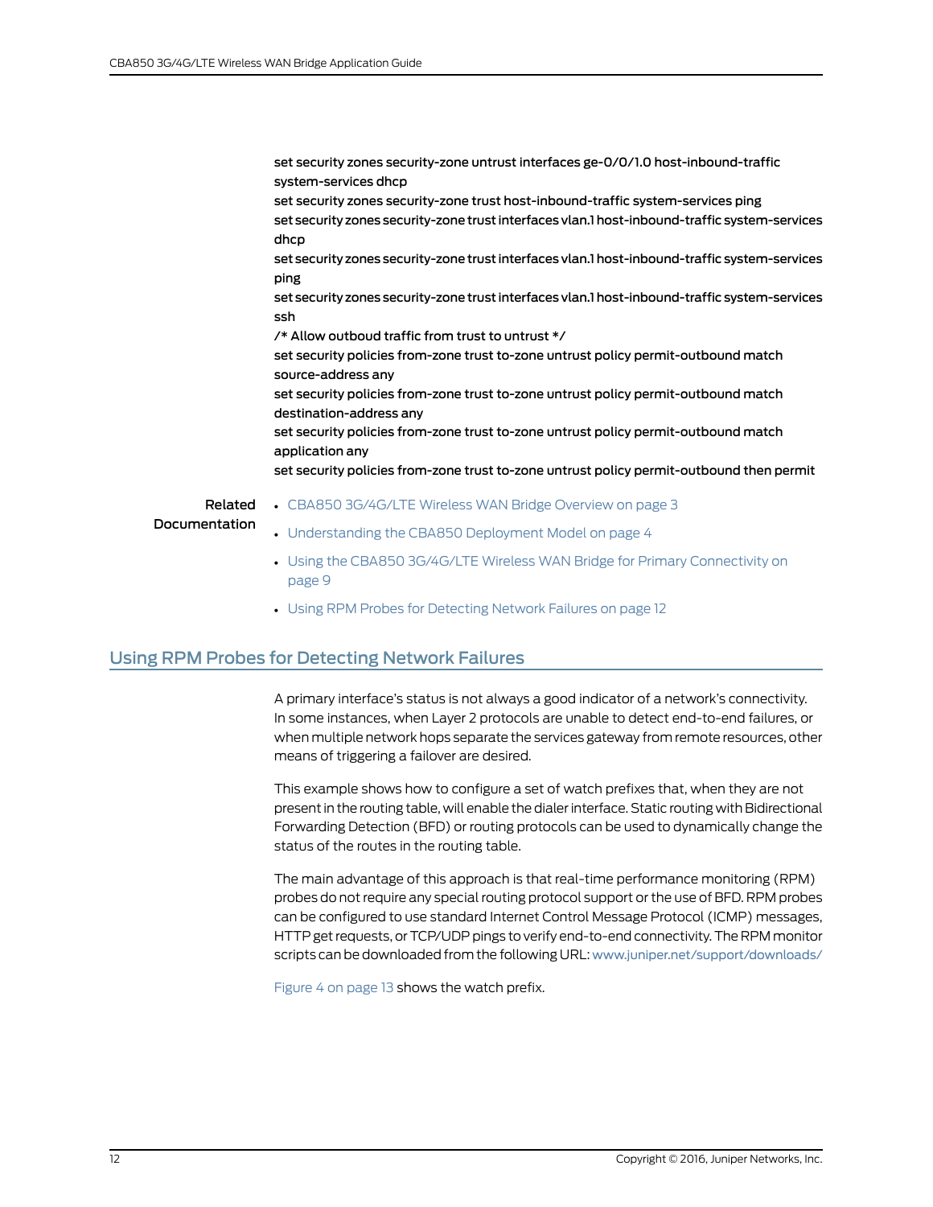```
set security zones security-zone untrust interfaces ge-0/0/1.0 host-inbound-traffic
system-services dhcp
set security zones security-zone trust host-inbound-traffic system-services ping
set security zones security-zone trust interfaces vlan.1 host-inbound-traffic system-services
dhcp
set security zones security-zone trust interfaces vlan.1 host-inbound-traffic system-services
ping
set security zones security-zone trust interfaces vlan.1 host-inbound-traffic system-services
ssh
/* Allow outboud traffic from trust to untrust */
set security policies from-zone trust to-zone untrust policy permit-outbound match
source-address any
set security policies from-zone trust to-zone untrust policy permit-outbound match
destination-address any
set security policies from-zone trust to-zone untrust policy permit-outbound match
application any
set security policies from-zone trust to-zone untrust policy permit-outbound then permit
```

**Related Documentation**

- CBA850 3G/4G/LTE Wireless WAN Bridge Overview on page 3
- Understanding the CBA850 Deployment Model on page 4
- Using the CBA850 3G/4G/LTE Wireless WAN Bridge for Primary Connectivity on page 9
- Using RPM Probes for Detecting Network Failures on page 12

## Using RPM Probes for Detecting Network Failures

A primary interface's status is not always a good indicator of a network's connectivity. In some instances, when Layer 2 protocols are unable to detect end-to-end failures, or when multiple network hops separate the services gateway from remote resources, other means of triggering a failover are desired.

This example shows how to configure a set of watch prefixes that, when they are not present in the routing table, will enable the dialer interface. Static routing with Bidirectional Forwarding Detection (BFD) or routing protocols can be used to dynamically change the status of the routes in the routing table.

The main advantage of this approach is that real-time performance monitoring (RPM) probes do not require any special routing protocol support or the use of BFD. RPM probes can be configured to use standard Internet Control Message Protocol (ICMP) messages, HTTP get requests, or TCP/UDP pings to verify end-to-end connectivity. The RPM monitor scripts can be downloaded from the following URL: www.juniper.net/support/downloads/

Figure 4 on page 13 shows the watch prefix.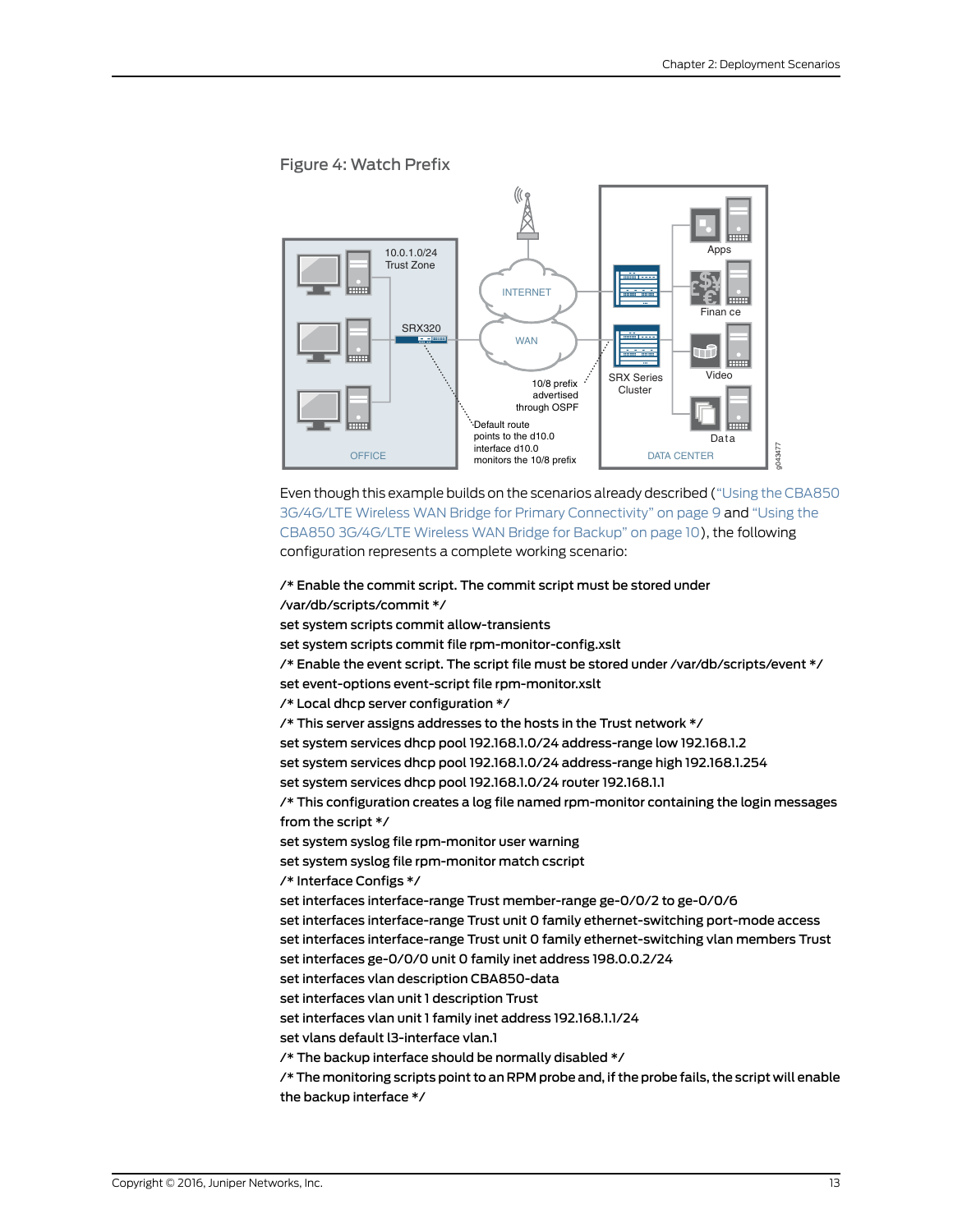Figure 4: Watch Prefix

10.0.1.0/24
Trust Zone
SRX320
OFFICE
INTERNET
WAN
10/8 prefix
advertised
through OSPF
Default route
points to the d10.0
interface d10.0
monitors the 10/8 prefix
SRX Series
Cluster
Apps
Finan ce
Video
Data
DATA CENTER
g043477

Even though this example builds on the scenarios already described ("Using the CBA850 3G/4G/LTE Wireless WAN Bridge for Primary Connectivity" on page 9 and "Using the CBA850 3G/4G/LTE Wireless WAN Bridge for Backup" on page 10), the following configuration represents a complete working scenario:

```
/* Enable the commit script. The commit script must be stored under
/var/db/scripts/commit */
set system scripts commit allow-transients
set system scripts commit file rpm-monitor-config.xslt
/* Enable the event script. The script file must be stored under /var/db/scripts/event */
set event-options event-script file rpm-monitor.xslt
/* Local dhcp server configuration */
/* This server assigns addresses to the hosts in the Trust network */
set system services dhcp pool 192.168.1.0/24 address-range low 192.168.1.2
set system services dhcp pool 192.168.1.0/24 address-range high 192.168.1.254
set system services dhcp pool 192.168.1.0/24 router 192.168.1.1
/* This configuration creates a log file named rpm-monitor containing the login messages
from the script */
set system syslog file rpm-monitor user warning
set system syslog file rpm-monitor match cscript
/* Interface Configs */
set interfaces interface-range Trust member-range ge-0/0/2 to ge-0/0/6
set interfaces interface-range Trust unit 0 family ethernet-switching port-mode access
set interfaces interface-range Trust unit 0 family ethernet-switching vlan members Trust
set interfaces ge-0/0/0 unit 0 family inet address 198.0.0.2/24
set interfaces vlan description CBA850-data
set interfaces vlan unit 1 description Trust
set interfaces vlan unit 1 family inet address 192.168.1.1/24
set vlans default l3-interface vlan.1
/* The backup interface should be normally disabled */
/* The monitoring scripts point to an RPM probe and, if the probe fails, the script will enable
the backup interface */
```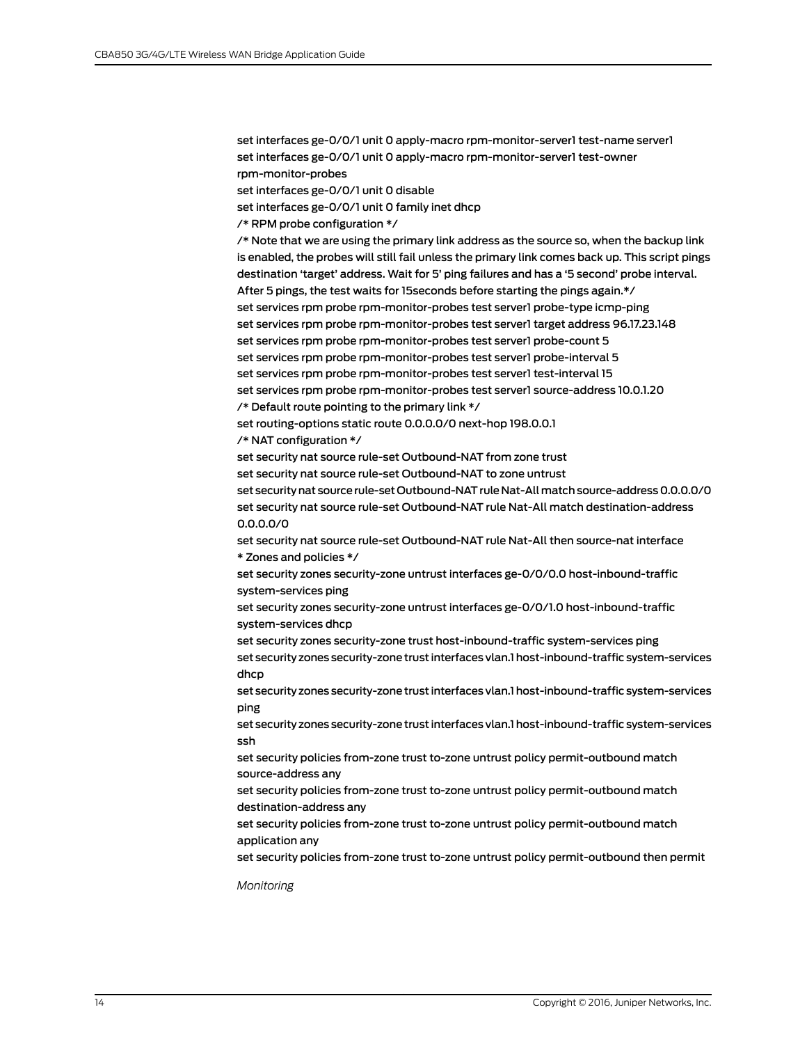```
set interfaces ge-0/0/1 unit 0 apply-macro rpm-monitor-server1 test-name server1
set interfaces ge-0/0/1 unit 0 apply-macro rpm-monitor-server1 test-owner
rpm-monitor-probes
set interfaces ge-0/0/1 unit 0 disable
set interfaces ge-0/0/1 unit 0 family inet dhcp
/* RPM probe configuration */
/* Note that we are using the primary link address as the source so, when the backup link
is enabled, the probes will still fail unless the primary link comes back up. This script pings
destination 'target' address. Wait for 5' ping failures and has a '5 second' probe interval.
After 5 pings, the test waits for 15seconds before starting the pings again.*/
set services rpm probe rpm-monitor-probes test server1 probe-type icmp-ping
set services rpm probe rpm-monitor-probes test server1 target address 96.17.23.148
set services rpm probe rpm-monitor-probes test server1 probe-count 5
set services rpm probe rpm-monitor-probes test server1 probe-interval 5
set services rpm probe rpm-monitor-probes test server1 test-interval 15
set services rpm probe rpm-monitor-probes test server1 source-address 10.0.1.20
/* Default route pointing to the primary link */
set routing-options static route 0.0.0.0/0 next-hop 198.0.0.1
/* NAT configuration */
set security nat source rule-set Outbound-NAT from zone trust
set security nat source rule-set Outbound-NAT to zone untrust
set security nat source rule-set Outbound-NAT rule Nat-All match source-address 0.0.0.0/0
set security nat source rule-set Outbound-NAT rule Nat-All match destination-address
0.0.0.0/0
set security nat source rule-set Outbound-NAT rule Nat-All then source-nat interface
* Zones and policies */
set security zones security-zone untrust interfaces ge-0/0/0.0 host-inbound-traffic
system-services ping
set security zones security-zone untrust interfaces ge-0/0/1.0 host-inbound-traffic
system-services dhcp
set security zones security-zone trust host-inbound-traffic system-services ping
set security zones security-zone trust interfaces vlan.1 host-inbound-traffic system-services
dhcp
set security zones security-zone trust interfaces vlan.1 host-inbound-traffic system-services
ping
set security zones security-zone trust interfaces vlan.1 host-inbound-traffic system-services
ssh
set security policies from-zone trust to-zone untrust policy permit-outbound match
source-address any
set security policies from-zone trust to-zone untrust policy permit-outbound match
destination-address any
set security policies from-zone trust to-zone untrust policy permit-outbound match
application any
set security policies from-zone trust to-zone untrust policy permit-outbound then permit
```

*Monitoring*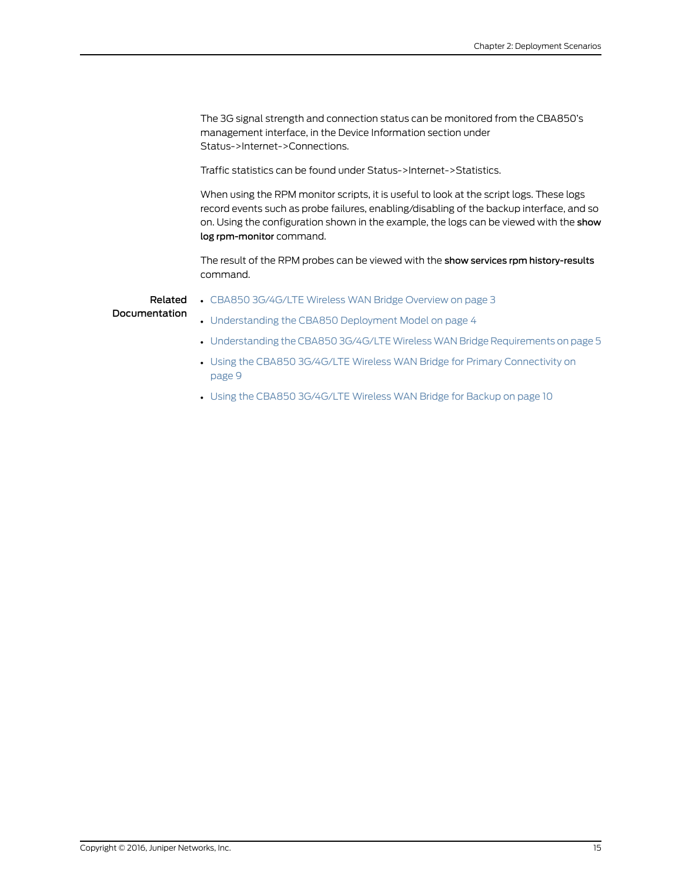The 3G signal strength and connection status can be monitored from the CBA850's management interface, in the Device Information section under Status->Internet->Connections.

Traffic statistics can be found under Status->Internet->Statistics.

When using the RPM monitor scripts, it is useful to look at the script logs. These logs record events such as probe failures, enabling/disabling of the backup interface, and so on. Using the configuration shown in the example, the logs can be viewed with the **show log rpm-monitor** command.

The result of the RPM probes can be viewed with the **show services rpm history-results** command.

**Related Documentation**

- CBA850 3G/4G/LTE Wireless WAN Bridge Overview on page 3
- Understanding the CBA850 Deployment Model on page 4
- Understanding the CBA850 3G/4G/LTE Wireless WAN Bridge Requirements on page 5
- Using the CBA850 3G/4G/LTE Wireless WAN Bridge for Primary Connectivity on page 9
- Using the CBA850 3G/4G/LTE Wireless WAN Bridge for Backup on page 10